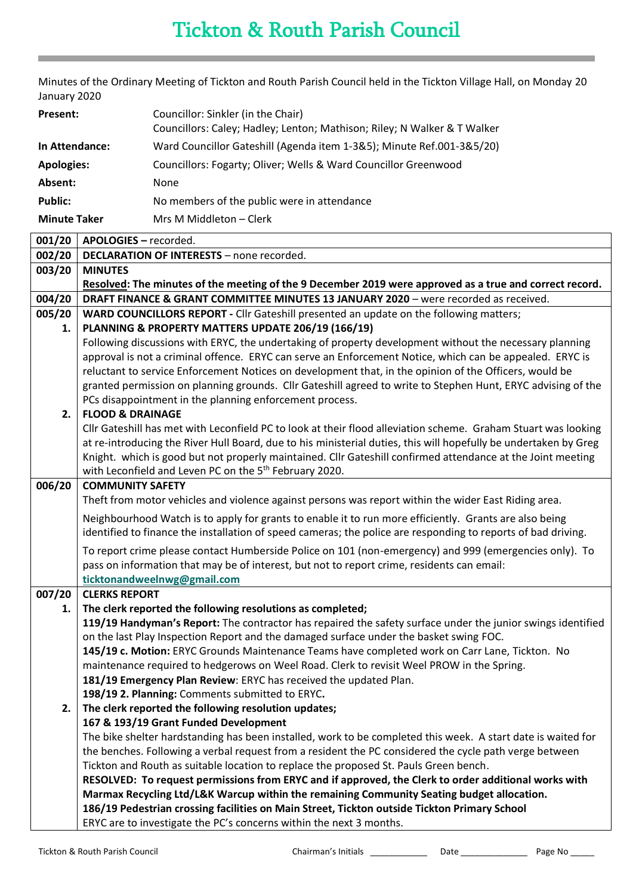# Tickton & Routh Parish Council

Minutes of the Ordinary Meeting of Tickton and Routh Parish Council held in the Tickton Village Hall, on Monday 20 January 2020

| | |
|---|---|
| **Present:** | Councillor: Sinkler (in the Chair)<br>Councillors: Caley; Hadley; Lenton; Mathison; Riley; N Walker & T Walker |
| **In Attendance:** | Ward Councillor Gateshill (Agenda item 1-3&5); Minute Ref.001-3&5/20) |
| **Apologies:** | Councillors: Fogarty; Oliver; Wells & Ward Councillor Greenwood |
| **Absent:** | None |
| **Public:** | No members of the public were in attendance |
| **Minute Taker** | Mrs M Middleton – Clerk |

| | |
|---|---|
| **001/20** | **APOLOGIES –** recorded. |
| **002/20** | **DECLARATION OF INTERESTS** – none recorded. |
| **003/20** | **MINUTES**<br>**<u>Resolved</u>: The minutes of the meeting of the 9 December 2019 were approved as a true and correct record.** |
| **004/20** | **DRAFT FINANCE & GRANT COMMITTEE MINUTES 13 JANUARY 2020** – were recorded as received. |
| **005/20** | **WARD COUNCILLORS REPORT -** Cllr Gateshill presented an update on the following matters; |
| **1.** | **PLANNING & PROPERTY MATTERS UPDATE 206/19 (166/19)**<br>Following discussions with ERYC, the undertaking of property development without the necessary planning approval is not a criminal offence. ERYC can serve an Enforcement Notice, which can be appealed. ERYC is reluctant to service Enforcement Notices on development that, in the opinion of the Officers, would be granted permission on planning grounds. Cllr Gateshill agreed to write to Stephen Hunt, ERYC advising of the PCs disappointment in the planning enforcement process. |
| **2.** | **FLOOD & DRAINAGE**<br>Cllr Gateshill has met with Leconfield PC to look at their flood alleviation scheme. Graham Stuart was looking at re-introducing the River Hull Board, due to his ministerial duties, this will hopefully be undertaken by Greg Knight. which is good but not properly maintained. Cllr Gateshill confirmed attendance at the Joint meeting with Leconfield and Leven PC on the 5th February 2020. |
| **006/20** | **COMMUNITY SAFETY**<br>Theft from motor vehicles and violence against persons was report within the wider East Riding area.<br><br>Neighbourhood Watch is to apply for grants to enable it to run more efficiently. Grants are also being identified to finance the installation of speed cameras; the police are responding to reports of bad driving.<br><br>To report crime please contact Humberside Police on 101 (non-emergency) and 999 (emergencies only). To pass on information that may be of interest, but not to report crime, residents can email: **ticktonandweelnwg@gmail.com** |
| **007/20** | **CLERKS REPORT** |
| **1.** | **The clerk reported the following resolutions as completed;**<br>**119/19 Handyman's Report:** The contractor has repaired the safety surface under the junior swings identified on the last Play Inspection Report and the damaged surface under the basket swing FOC.<br>**145/19 c. Motion:** ERYC Grounds Maintenance Teams have completed work on Carr Lane, Tickton. No maintenance required to hedgerows on Weel Road. Clerk to revisit Weel PROW in the Spring.<br>**181/19 Emergency Plan Review**: ERYC has received the updated Plan.<br>**198/19 2. Planning:** Comments submitted to ERYC**.** |
| **2.** | **The clerk reported the following resolution updates;**<br>**167 & 193/19 Grant Funded Development**<br>The bike shelter hardstanding has been installed, work to be completed this week. A start date is waited for the benches. Following a verbal request from a resident the PC considered the cycle path verge between Tickton and Routh as suitable location to replace the proposed St. Pauls Green bench.<br>**RESOLVED: To request permissions from ERYC and if approved, the Clerk to order additional works with Marmax Recycling Ltd/L&K Warcup within the remaining Community Seating budget allocation.**<br>**186/19 Pedestrian crossing facilities on Main Street, Tickton outside Tickton Primary School**<br>ERYC are to investigate the PC's concerns within the next 3 months. |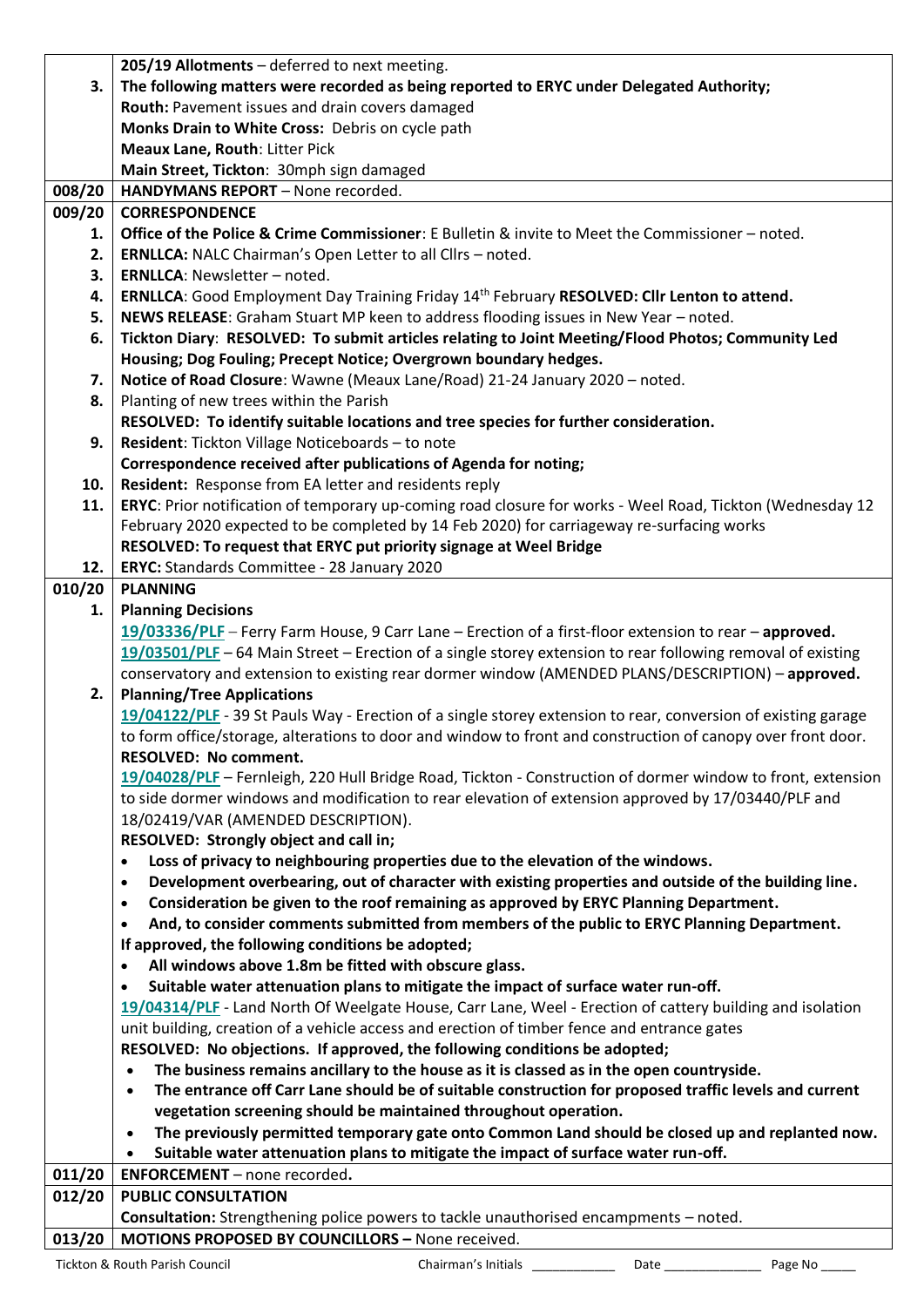| | |
|---|---|
| | **205/19 Allotments** – deferred to next meeting. |
| **3.** | **The following matters were recorded as being reported to ERYC under Delegated Authority;** |
| | **Routh:** Pavement issues and drain covers damaged |
| | **Monks Drain to White Cross:** Debris on cycle path |
| | **Meaux Lane, Routh**: Litter Pick |
| | **Main Street, Tickton**: 30mph sign damaged |
| **008/20** | **HANDYMANS REPORT** – None recorded. |
| **009/20** | **CORRESPONDENCE** |
| **1.** | **Office of the Police & Crime Commissioner**: E Bulletin & invite to Meet the Commissioner – noted. |
| **2.** | **ERNLLCA:** NALC Chairman's Open Letter to all Cllrs – noted. |
| **3.** | **ERNLLCA**: Newsletter – noted. |
| **4.** | **ERNLLCA**: Good Employment Day Training Friday 14th February **RESOLVED: Cllr Lenton to attend.** |
| **5.** | **NEWS RELEASE**: Graham Stuart MP keen to address flooding issues in New Year – noted. |
| **6.** | **Tickton Diary**: **RESOLVED: To submit articles relating to Joint Meeting/Flood Photos; Community Led Housing; Dog Fouling; Precept Notice; Overgrown boundary hedges.** |
| **7.** | **Notice of Road Closure**: Wawne (Meaux Lane/Road) 21-24 January 2020 – noted. |
| **8.** | Planting of new trees within the Parish<br>**RESOLVED: To identify suitable locations and tree species for further consideration.** |
| **9.** | **Resident**: Tickton Village Noticeboards – to note<br>**Correspondence received after publications of Agenda for noting;** |
| **10.** | **Resident:** Response from EA letter and residents reply |
| **11.** | **ERYC**: Prior notification of temporary up-coming road closure for works - Weel Road, Tickton (Wednesday 12 February 2020 expected to be completed by 14 Feb 2020) for carriageway re-surfacing works<br>**RESOLVED: To request that ERYC put priority signage at Weel Bridge** |
| **12.** | **ERYC:** Standards Committee - 28 January 2020 |
| **010/20** | **PLANNING** |
| **1.** | **Planning Decisions**<br>**19/03336/PLF** – Ferry Farm House, 9 Carr Lane – Erection of a first-floor extension to rear – **approved.**<br>**19/03501/PLF** – 64 Main Street – Erection of a single storey extension to rear following removal of existing conservatory and extension to existing rear dormer window (AMENDED PLANS/DESCRIPTION) – **approved.** |
| **2.** | **Planning/Tree Applications**<br>**19/04122/PLF** - 39 St Pauls Way - Erection of a single storey extension to rear, conversion of existing garage to form office/storage, alterations to door and window to front and construction of canopy over front door.<br>**RESOLVED: No comment.**<br>**19/04028/PLF** – Fernleigh, 220 Hull Bridge Road, Tickton - Construction of dormer window to front, extension to side dormer windows and modification to rear elevation of extension approved by 17/03440/PLF and 18/02419/VAR (AMENDED DESCRIPTION).<br>**RESOLVED: Strongly object and call in;**<br>• **Loss of privacy to neighbouring properties due to the elevation of the windows.**<br>• **Development overbearing, out of character with existing properties and outside of the building line.**<br>• **Consideration be given to the roof remaining as approved by ERYC Planning Department.**<br>• **And, to consider comments submitted from members of the public to ERYC Planning Department.**<br>**If approved, the following conditions be adopted;**<br>• **All windows above 1.8m be fitted with obscure glass.**<br>• **Suitable water attenuation plans to mitigate the impact of surface water run-off.**<br>**19/04314/PLF** - Land North Of Weelgate House, Carr Lane, Weel - Erection of cattery building and isolation unit building, creation of a vehicle access and erection of timber fence and entrance gates<br>**RESOLVED: No objections. If approved, the following conditions be adopted;**<br>• **The business remains ancillary to the house as it is classed as in the open countryside.**<br>• **The entrance off Carr Lane should be of suitable construction for proposed traffic levels and current vegetation screening should be maintained throughout operation.**<br>• **The previously permitted temporary gate onto Common Land should be closed up and replanted now.**<br>• **Suitable water attenuation plans to mitigate the impact of surface water run-off.** |
| **011/20** | **ENFORCEMENT** – none recorded**.** |
| **012/20** | **PUBLIC CONSULTATION**<br>**Consultation:** Strengthening police powers to tackle unauthorised encampments – noted. |
| **013/20** | **MOTIONS PROPOSED BY COUNCILLORS –** None received. |

Tickton & Routh Parish Council Chairman's Initials ____________ Date ______________ Page No _____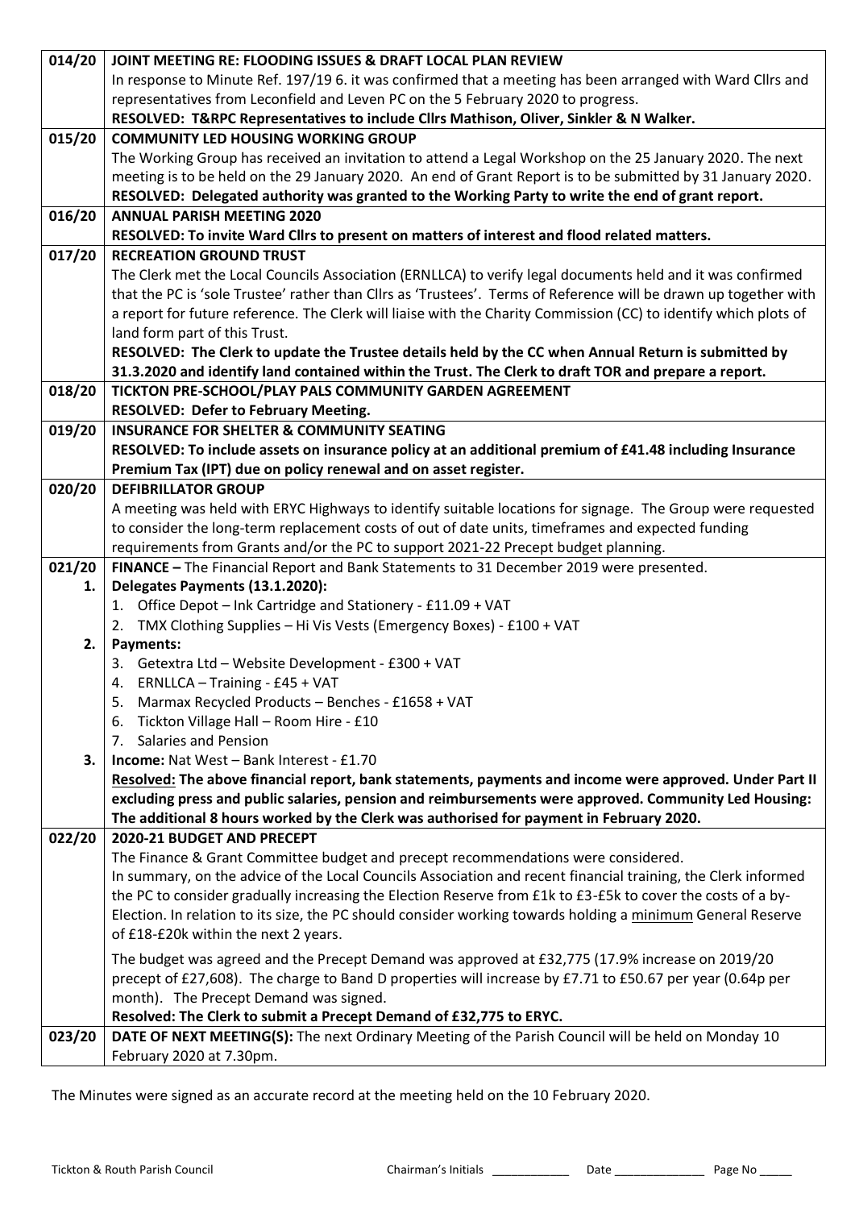| | |
|---|---|
| **014/20** | **JOINT MEETING RE: FLOODING ISSUES & DRAFT LOCAL PLAN REVIEW**<br>In response to Minute Ref. 197/19 6. it was confirmed that a meeting has been arranged with Ward Cllrs and representatives from Leconfield and Leven PC on the 5 February 2020 to progress.<br>**RESOLVED: T&RPC Representatives to include Cllrs Mathison, Oliver, Sinkler & N Walker.** |
| **015/20** | **COMMUNITY LED HOUSING WORKING GROUP**<br>The Working Group has received an invitation to attend a Legal Workshop on the 25 January 2020. The next meeting is to be held on the 29 January 2020. An end of Grant Report is to be submitted by 31 January 2020.<br>**RESOLVED: Delegated authority was granted to the Working Party to write the end of grant report.** |
| **016/20** | **ANNUAL PARISH MEETING 2020**<br>**RESOLVED: To invite Ward Cllrs to present on matters of interest and flood related matters.** |
| **017/20** | **RECREATION GROUND TRUST**<br>The Clerk met the Local Councils Association (ERNLLCA) to verify legal documents held and it was confirmed that the PC is 'sole Trustee' rather than Cllrs as 'Trustees'. Terms of Reference will be drawn up together with a report for future reference. The Clerk will liaise with the Charity Commission (CC) to identify which plots of land form part of this Trust.<br>**RESOLVED: The Clerk to update the Trustee details held by the CC when Annual Return is submitted by 31.3.2020 and identify land contained within the Trust. The Clerk to draft TOR and prepare a report.** |
| **018/20** | **TICKTON PRE-SCHOOL/PLAY PALS COMMUNITY GARDEN AGREEMENT**<br>**RESOLVED: Defer to February Meeting.** |
| **019/20** | **INSURANCE FOR SHELTER & COMMUNITY SEATING**<br>**RESOLVED: To include assets on insurance policy at an additional premium of £41.48 including Insurance Premium Tax (IPT) due on policy renewal and on asset register.** |
| **020/20** | **DEFIBRILLATOR GROUP**<br>A meeting was held with ERYC Highways to identify suitable locations for signage. The Group were requested to consider the long-term replacement costs of out of date units, timeframes and expected funding requirements from Grants and/or the PC to support 2021-22 Precept budget planning. |
| **021/20** | **FINANCE –** The Financial Report and Bank Statements to 31 December 2019 were presented. |
| **1.** | **Delegates Payments (13.1.2020):**<br>1. Office Depot – Ink Cartridge and Stationery - £11.09 + VAT<br>2. TMX Clothing Supplies – Hi Vis Vests (Emergency Boxes) - £100 + VAT |
| **2.** | **Payments:**<br>3. Getextra Ltd – Website Development - £300 + VAT<br>4. ERNLLCA – Training - £45 + VAT<br>5. Marmax Recycled Products – Benches - £1658 + VAT<br>6. Tickton Village Hall – Room Hire - £10<br>7. Salaries and Pension |
| **3.** | **Income:** Nat West – Bank Interest - £1.70<br>**<u>Resolved:</u> The above financial report, bank statements, payments and income were approved. Under Part II excluding press and public salaries, pension and reimbursements were approved. Community Led Housing: The additional 8 hours worked by the Clerk was authorised for payment in February 2020.** |
| **022/20** | **2020-21 BUDGET AND PRECEPT**<br>The Finance & Grant Committee budget and precept recommendations were considered.<br>In summary, on the advice of the Local Councils Association and recent financial training, the Clerk informed the PC to consider gradually increasing the Election Reserve from £1k to £3-£5k to cover the costs of a by-Election. In relation to its size, the PC should consider working towards holding a <u>minimum</u> General Reserve of £18-£20k within the next 2 years.<br><br>The budget was agreed and the Precept Demand was approved at £32,775 (17.9% increase on 2019/20 precept of £27,608). The charge to Band D properties will increase by £7.71 to £50.67 per year (0.64p per month). The Precept Demand was signed.<br>**Resolved: The Clerk to submit a Precept Demand of £32,775 to ERYC.** |
| **023/20** | **DATE OF NEXT MEETING(S):** The next Ordinary Meeting of the Parish Council will be held on Monday 10 February 2020 at 7.30pm. |

The Minutes were signed as an accurate record at the meeting held on the 10 February 2020.

Tickton & Routh Parish Council Chairman's Initials ____________ Date ______________ Page No _____